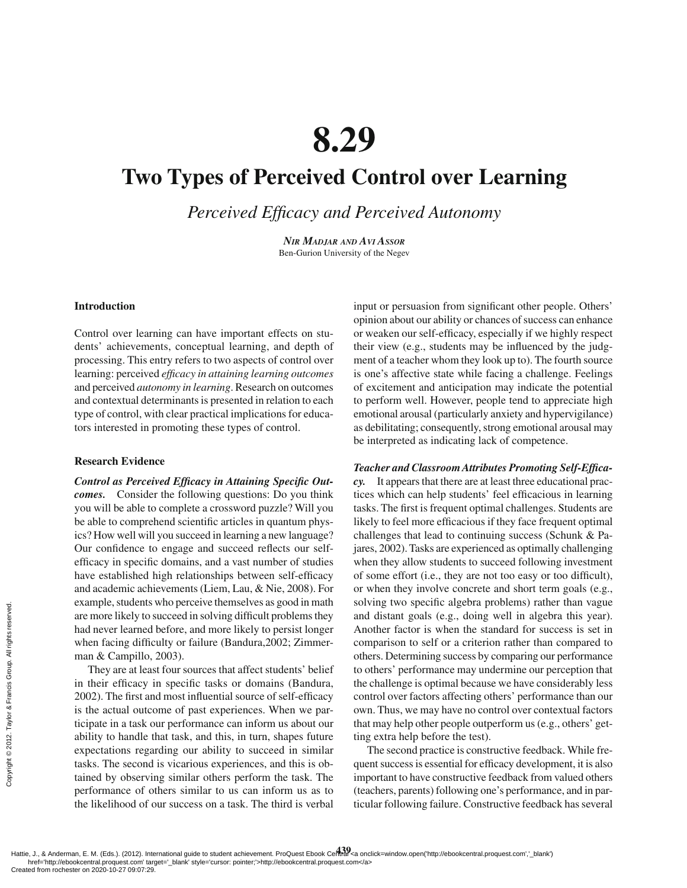# 8.29

# Two Types of Perceived Control over Learning

*Perceived Efficacy and Perceived Autonomy*

**Nir Madjar and Avi Assor**
Ben-Gurion University of the Negev

## Introduction

Control over learning can have important effects on students' achievements, conceptual learning, and depth of processing. This entry refers to two aspects of control over learning: perceived *efficacy in attaining learning outcomes* and perceived *autonomy in learning*. Research on outcomes and contextual determinants is presented in relation to each type of control, with clear practical implications for educators interested in promoting these types of control.

## Research Evidence

***Control as Perceived Efficacy in Attaining Specific Outcomes.*** Consider the following questions: Do you think you will be able to complete a crossword puzzle? Will you be able to comprehend scientific articles in quantum physics? How well will you succeed in learning a new language? Our confidence to engage and succeed reflects our self-efficacy in specific domains, and a vast number of studies have established high relationships between self-efficacy and academic achievements (Liem, Lau, & Nie, 2008). For example, students who perceive themselves as good in math are more likely to succeed in solving difficult problems they had never learned before, and more likely to persist longer when facing difficulty or failure (Bandura,2002; Zimmerman & Campillo, 2003).

They are at least four sources that affect students' belief in their efficacy in specific tasks or domains (Bandura, 2002). The first and most influential source of self-efficacy is the actual outcome of past experiences. When we participate in a task our performance can inform us about our ability to handle that task, and this, in turn, shapes future expectations regarding our ability to succeed in similar tasks. The second is vicarious experiences, and this is obtained by observing similar others perform the task. The performance of others similar to us can inform us as to the likelihood of our success on a task. The third is verbal input or persuasion from significant other people. Others' opinion about our ability or chances of success can enhance or weaken our self-efficacy, especially if we highly respect their view (e.g., students may be influenced by the judgment of a teacher whom they look up to). The fourth source is one's affective state while facing a challenge. Feelings of excitement and anticipation may indicate the potential to perform well. However, people tend to appreciate high emotional arousal (particularly anxiety and hypervigilance) as debilitating; consequently, strong emotional arousal may be interpreted as indicating lack of competence.

***Teacher and Classroom Attributes Promoting Self-Efficacy.*** It appears that there are at least three educational practices which can help students' feel efficacious in learning tasks. The first is frequent optimal challenges. Students are likely to feel more efficacious if they face frequent optimal challenges that lead to continuing success (Schunk & Pajares, 2002). Tasks are experienced as optimally challenging when they allow students to succeed following investment of some effort (i.e., they are not too easy or too difficult), or when they involve concrete and short term goals (e.g., solving two specific algebra problems) rather than vague and distant goals (e.g., doing well in algebra this year). Another factor is when the standard for success is set in comparison to self or a criterion rather than compared to others. Determining success by comparing our performance to others' performance may undermine our perception that the challenge is optimal because we have considerably less control over factors affecting others' performance than our own. Thus, we may have no control over contextual factors that may help other people outperform us (e.g., others' getting extra help before the test).

The second practice is constructive feedback. While frequent success is essential for efficacy development, it is also important to have constructive feedback from valued others (teachers, parents) following one's performance, and in particular following failure. Constructive feedback has several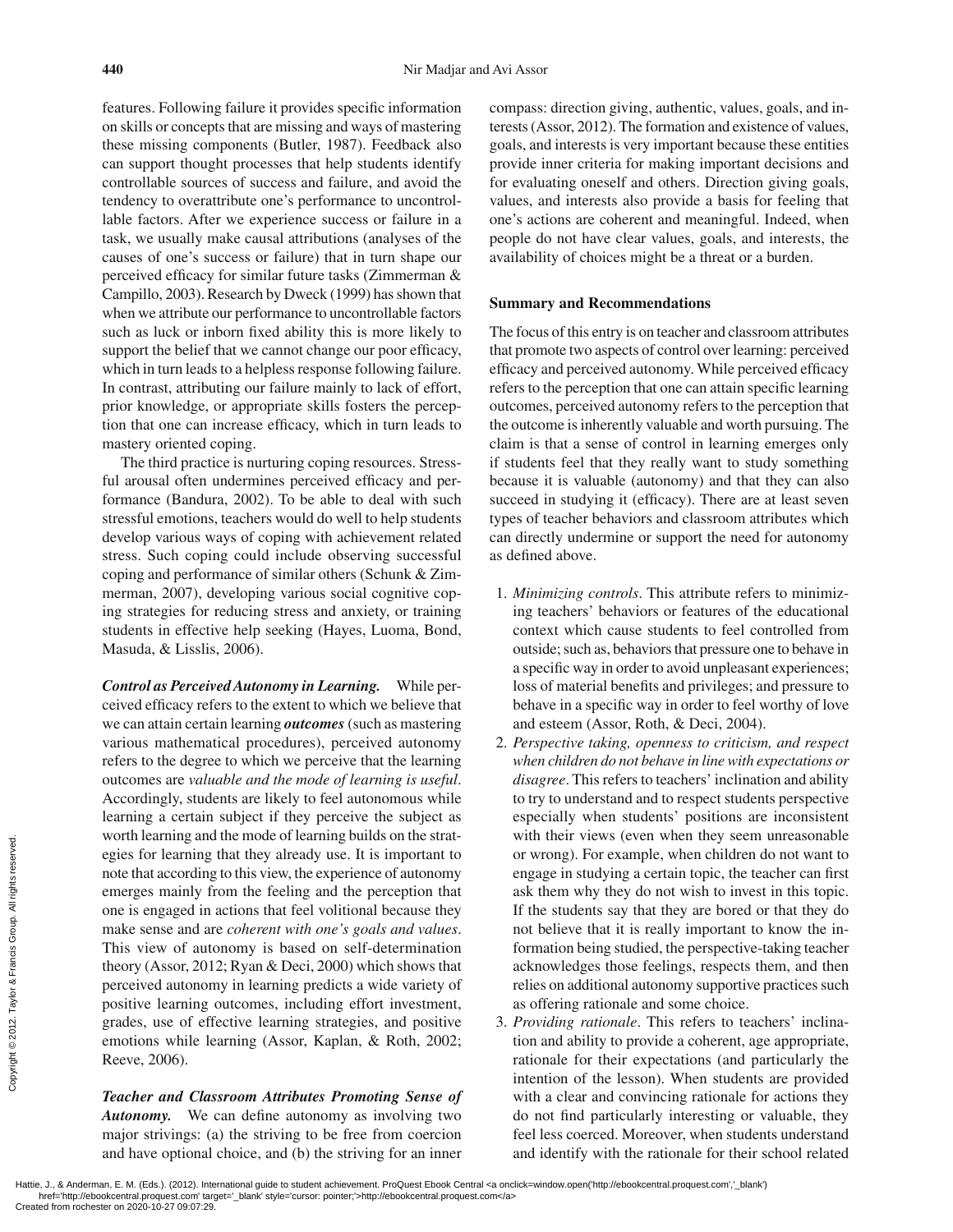features. Following failure it provides specific information on skills or concepts that are missing and ways of mastering these missing components (Butler, 1987). Feedback also can support thought processes that help students identify controllable sources of success and failure, and avoid the tendency to overattribute one's performance to uncontrollable factors. After we experience success or failure in a task, we usually make causal attributions (analyses of the causes of one's success or failure) that in turn shape our perceived efficacy for similar future tasks (Zimmerman & Campillo, 2003). Research by Dweck (1999) has shown that when we attribute our performance to uncontrollable factors such as luck or inborn fixed ability this is more likely to support the belief that we cannot change our poor efficacy, which in turn leads to a helpless response following failure. In contrast, attributing our failure mainly to lack of effort, prior knowledge, or appropriate skills fosters the perception that one can increase efficacy, which in turn leads to mastery oriented coping.

The third practice is nurturing coping resources. Stressful arousal often undermines perceived efficacy and performance (Bandura, 2002). To be able to deal with such stressful emotions, teachers would do well to help students develop various ways of coping with achievement related stress. Such coping could include observing successful coping and performance of similar others (Schunk & Zimmerman, 2007), developing various social cognitive coping strategies for reducing stress and anxiety, or training students in effective help seeking (Hayes, Luoma, Bond, Masuda, & Lisslis, 2006).

***Control as Perceived Autonomy in Learning.*** While perceived efficacy refers to the extent to which we believe that we can attain certain learning ***outcomes*** (such as mastering various mathematical procedures), perceived autonomy refers to the degree to which we perceive that the learning outcomes are *valuable and the mode of learning is useful*. Accordingly, students are likely to feel autonomous while learning a certain subject if they perceive the subject as worth learning and the mode of learning builds on the strategies for learning that they already use. It is important to note that according to this view, the experience of autonomy emerges mainly from the feeling and the perception that one is engaged in actions that feel volitional because they make sense and are *coherent with one's goals and values*. This view of autonomy is based on self-determination theory (Assor, 2012; Ryan & Deci, 2000) which shows that perceived autonomy in learning predicts a wide variety of positive learning outcomes, including effort investment, grades, use of effective learning strategies, and positive emotions while learning (Assor, Kaplan, & Roth, 2002; Reeve, 2006).

***Teacher and Classroom Attributes Promoting Sense of Autonomy.*** We can define autonomy as involving two major strivings: (a) the striving to be free from coercion and have optional choice, and (b) the striving for an inner compass: direction giving, authentic, values, goals, and interests (Assor, 2012). The formation and existence of values, goals, and interests is very important because these entities provide inner criteria for making important decisions and for evaluating oneself and others. Direction giving goals, values, and interests also provide a basis for feeling that one's actions are coherent and meaningful. Indeed, when people do not have clear values, goals, and interests, the availability of choices might be a threat or a burden.

### Summary and Recommendations

The focus of this entry is on teacher and classroom attributes that promote two aspects of control over learning: perceived efficacy and perceived autonomy. While perceived efficacy refers to the perception that one can attain specific learning outcomes, perceived autonomy refers to the perception that the outcome is inherently valuable and worth pursuing. The claim is that a sense of control in learning emerges only if students feel that they really want to study something because it is valuable (autonomy) and that they can also succeed in studying it (efficacy). There are at least seven types of teacher behaviors and classroom attributes which can directly undermine or support the need for autonomy as defined above.

1. *Minimizing controls*. This attribute refers to minimizing teachers' behaviors or features of the educational context which cause students to feel controlled from outside; such as, behaviors that pressure one to behave in a specific way in order to avoid unpleasant experiences; loss of material benefits and privileges; and pressure to behave in a specific way in order to feel worthy of love and esteem (Assor, Roth, & Deci, 2004).
2. *Perspective taking, openness to criticism, and respect when children do not behave in line with expectations or disagree*. This refers to teachers' inclination and ability to try to understand and to respect students perspective especially when students' positions are inconsistent with their views (even when they seem unreasonable or wrong). For example, when children do not want to engage in studying a certain topic, the teacher can first ask them why they do not wish to invest in this topic. If the students say that they are bored or that they do not believe that it is really important to know the information being studied, the perspective-taking teacher acknowledges those feelings, respects them, and then relies on additional autonomy supportive practices such as offering rationale and some choice.
3. *Providing rationale*. This refers to teachers' inclination and ability to provide a coherent, age appropriate, rationale for their expectations (and particularly the intention of the lesson). When students are provided with a clear and convincing rationale for actions they do not find particularly interesting or valuable, they feel less coerced. Moreover, when students understand and identify with the rationale for their school related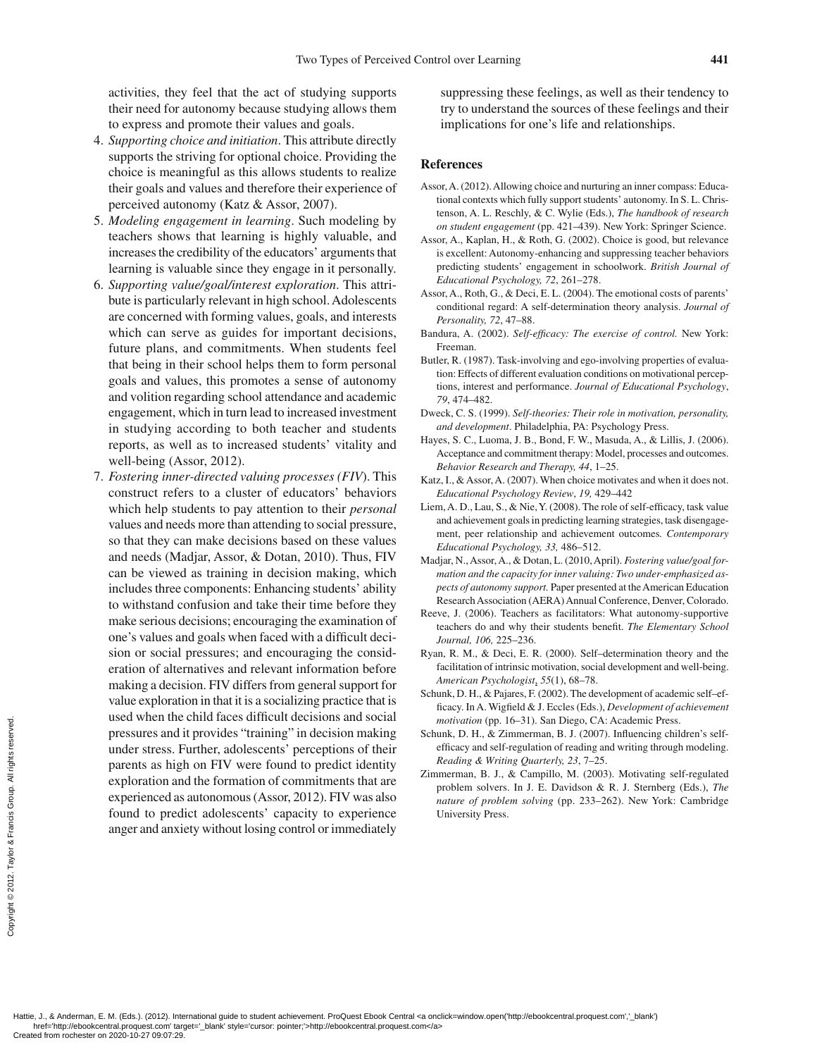activities, they feel that the act of studying supports their need for autonomy because studying allows them to express and promote their values and goals.

4. *Supporting choice and initiation*. This attribute directly supports the striving for optional choice. Providing the choice is meaningful as this allows students to realize their goals and values and therefore their experience of perceived autonomy (Katz & Assor, 2007).
5. *Modeling engagement in learning*. Such modeling by teachers shows that learning is highly valuable, and increases the credibility of the educators' arguments that learning is valuable since they engage in it personally.
6. *Supporting value/goal/interest exploration*. This attribute is particularly relevant in high school. Adolescents are concerned with forming values, goals, and interests which can serve as guides for important decisions, future plans, and commitments. When students feel that being in their school helps them to form personal goals and values, this promotes a sense of autonomy and volition regarding school attendance and academic engagement, which in turn lead to increased investment in studying according to both teacher and students reports, as well as to increased students' vitality and well-being (Assor, 2012).
7. *Fostering inner-directed valuing processes (FIV)*. This construct refers to a cluster of educators' behaviors which help students to pay attention to their *personal* values and needs more than attending to social pressure, so that they can make decisions based on these values and needs (Madjar, Assor, & Dotan, 2010). Thus, FIV can be viewed as training in decision making, which includes three components: Enhancing students' ability to withstand confusion and take their time before they make serious decisions; encouraging the examination of one's values and goals when faced with a difficult decision or social pressures; and encouraging the consideration of alternatives and relevant information before making a decision. FIV differs from general support for value exploration in that it is a socializing practice that is used when the child faces difficult decisions and social pressures and it provides "training" in decision making under stress. Further, adolescents' perceptions of their parents as high on FIV were found to predict identity exploration and the formation of commitments that are experienced as autonomous (Assor, 2012). FIV was also found to predict adolescents' capacity to experience anger and anxiety without losing control or immediately suppressing these feelings, as well as their tendency to try to understand the sources of these feelings and their implications for one's life and relationships.

## References

Assor, A. (2012). Allowing choice and nurturing an inner compass: Educational contexts which fully support students' autonomy. In S. L. Christenson, A. L. Reschly, & C. Wylie (Eds.), *The handbook of research on student engagement* (pp. 421–439). New York: Springer Science.

Assor, A., Kaplan, H., & Roth, G. (2002). Choice is good, but relevance is excellent: Autonomy-enhancing and suppressing teacher behaviors predicting students' engagement in schoolwork. *British Journal of Educational Psychology, 72*, 261–278.

Assor, A., Roth, G., & Deci, E. L. (2004). The emotional costs of parents' conditional regard: A self-determination theory analysis. *Journal of Personality, 72*, 47–88.

Bandura, A. (2002). *Self-efficacy: The exercise of control.* New York: Freeman.

Butler, R. (1987). Task-involving and ego-involving properties of evaluation: Effects of different evaluation conditions on motivational perceptions, interest and performance. *Journal of Educational Psychology*, *79*, 474–482.

Dweck, C. S. (1999). *Self-theories: Their role in motivation, personality, and development*. Philadelphia, PA: Psychology Press.

Hayes, S. C., Luoma, J. B., Bond, F. W., Masuda, A., & Lillis, J. (2006). Acceptance and commitment therapy: Model, processes and outcomes. *Behavior Research and Therapy, 44*, 1–25.

Katz, I., & Assor, A. (2007). When choice motivates and when it does not. *Educational Psychology Review*, *19,* 429–442

Liem, A. D., Lau, S., & Nie, Y. (2008). The role of self-efficacy, task value and achievement goals in predicting learning strategies, task disengagement, peer relationship and achievement outcomes. *Contemporary Educational Psychology, 33,* 486–512.

Madjar, N., Assor, A., & Dotan, L. (2010, April). *Fostering value/goal formation and the capacity for inner valuing: Two under-emphasized aspects of autonomy support.* Paper presented at the American Education Research Association (AERA) Annual Conference, Denver, Colorado.

Reeve, J. (2006). Teachers as facilitators: What autonomy-supportive teachers do and why their students benefit. *The Elementary School Journal, 106,* 225–236.

Ryan, R. M., & Deci, E. R. (2000). Self–determination theory and the facilitation of intrinsic motivation, social development and well-being. *American Psychologist*, *55*(1), 68–78.

Schunk, D. H., & Pajares, F. (2002). The development of academic self–efficacy. In A. Wigfield & J. Eccles (Eds.), *Development of achievement motivation* (pp. 16–31). San Diego, CA: Academic Press.

Schunk, D. H., & Zimmerman, B. J. (2007). Influencing children's self-efficacy and self-regulation of reading and writing through modeling. *Reading & Writing Quarterly, 23*, 7–25.

Zimmerman, B. J., & Campillo, M. (2003). Motivating self-regulated problem solvers. In J. E. Davidson & R. J. Sternberg (Eds.), *The nature of problem solving* (pp. 233–262). New York: Cambridge University Press.